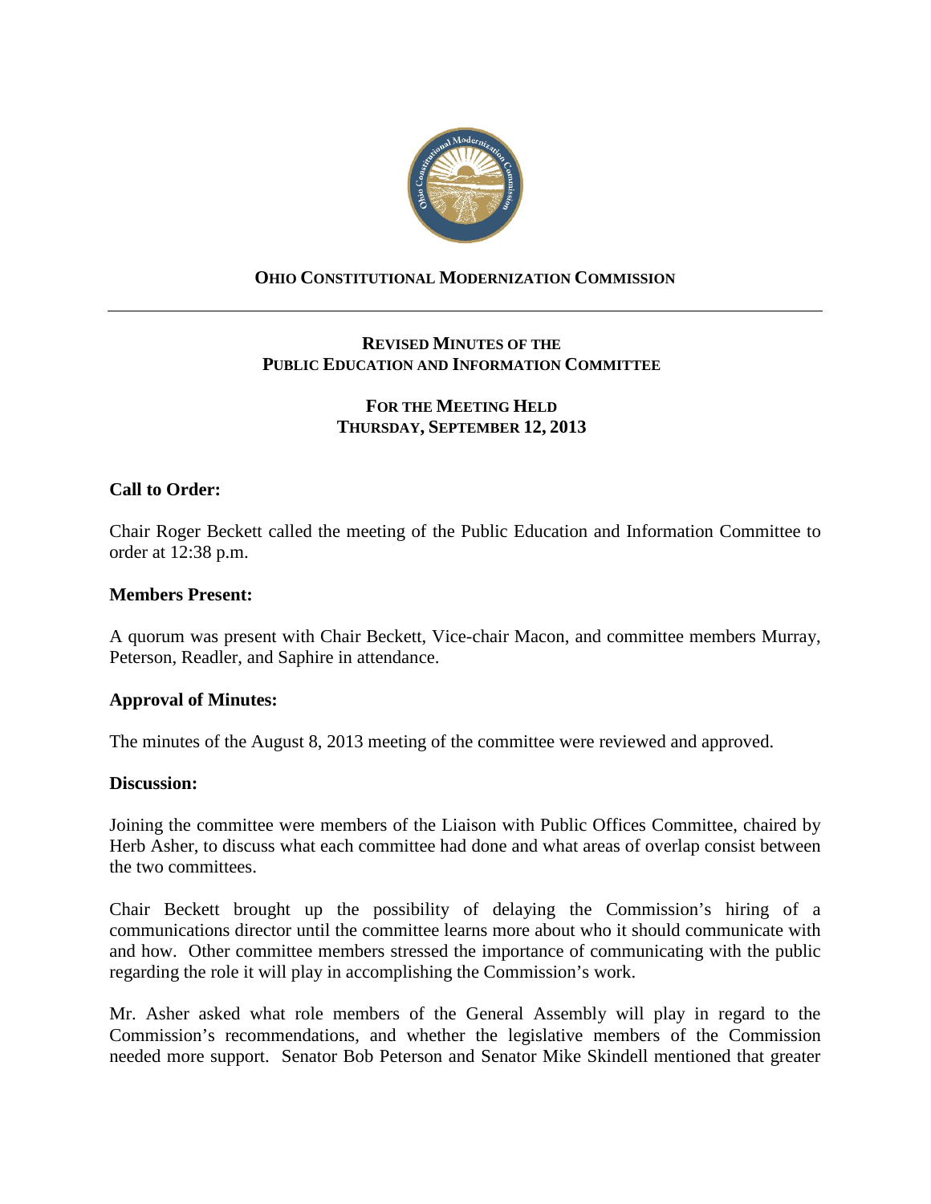# OHIO CONSTITUTIONAL MODERNIZATION COMMISSION

## REVISED MINUTES OF THE PUBLIC EDUCATION AND INFORMATION COMMITTEE

### FOR THE MEETING HELD THURSDAY, SEPTEMBER 12, 2013

**Call to Order:**

Chair Roger Beckett called the meeting of the Public Education and Information Committee to order at 12:38 p.m.

**Members Present:**

A quorum was present with Chair Beckett, Vice-chair Macon, and committee members Murray, Peterson, Readler, and Saphire in attendance.

**Approval of Minutes:**

The minutes of the August 8, 2013 meeting of the committee were reviewed and approved.

**Discussion:**

Joining the committee were members of the Liaison with Public Offices Committee, chaired by Herb Asher, to discuss what each committee had done and what areas of overlap consist between the two committees.

Chair Beckett brought up the possibility of delaying the Commission's hiring of a communications director until the committee learns more about who it should communicate with and how. Other committee members stressed the importance of communicating with the public regarding the role it will play in accomplishing the Commission's work.

Mr. Asher asked what role members of the General Assembly will play in regard to the Commission's recommendations, and whether the legislative members of the Commission needed more support. Senator Bob Peterson and Senator Mike Skindell mentioned that greater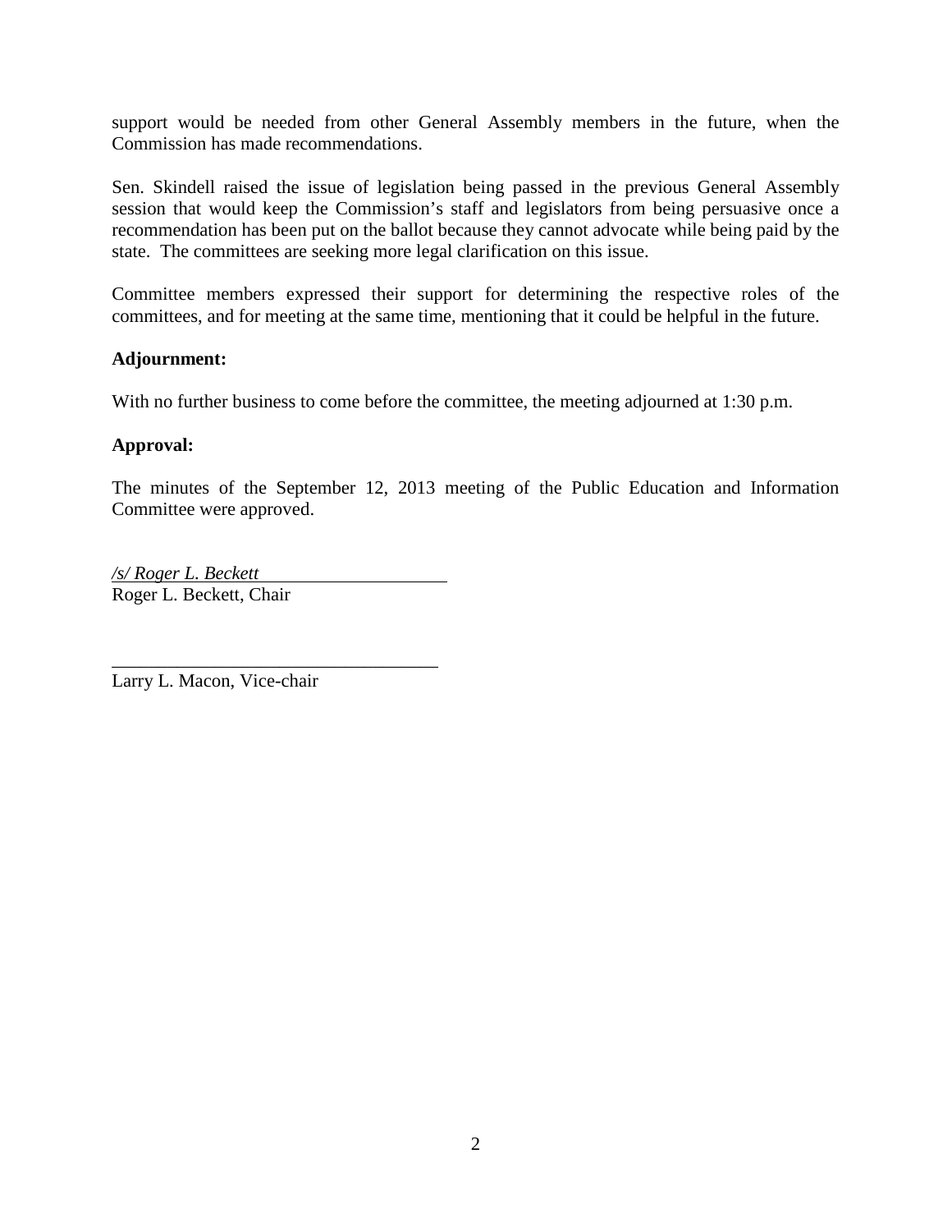support would be needed from other General Assembly members in the future, when the Commission has made recommendations.

Sen. Skindell raised the issue of legislation being passed in the previous General Assembly session that would keep the Commission's staff and legislators from being persuasive once a recommendation has been put on the ballot because they cannot advocate while being paid by the state. The committees are seeking more legal clarification on this issue.

Committee members expressed their support for determining the respective roles of the committees, and for meeting at the same time, mentioning that it could be helpful in the future.

**Adjournment:**

With no further business to come before the committee, the meeting adjourned at 1:30 p.m.

**Approval:**

The minutes of the September 12, 2013 meeting of the Public Education and Information Committee were approved.

*/s/ Roger L. Beckett*
Roger L. Beckett, Chair

___________________________________
Larry L. Macon, Vice-chair